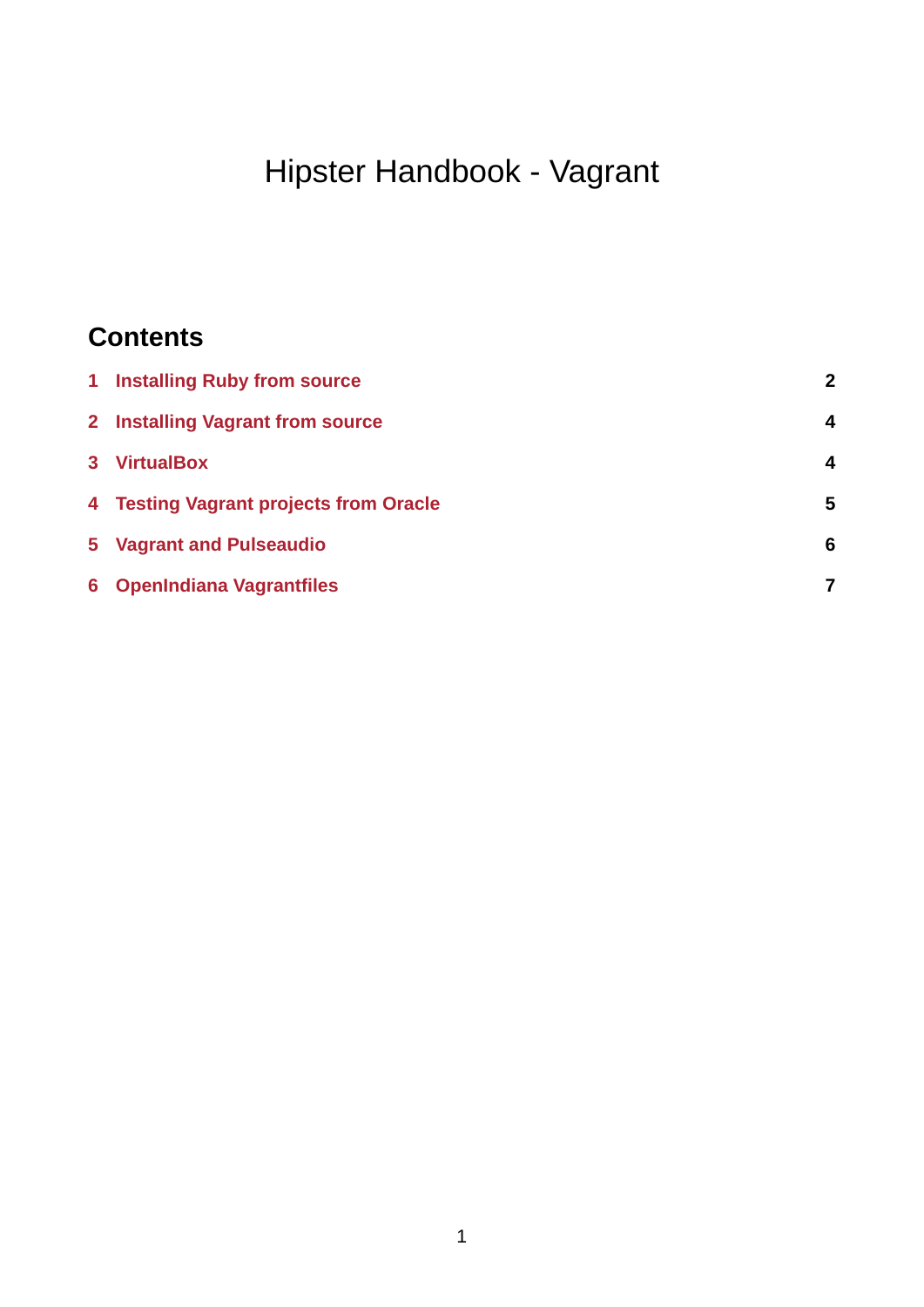# Hipster Handbook - Vagrant

## Contents

| | | |
|---|---|---|
| 1 | Installing Ruby from source | 2 |
| 2 | Installing Vagrant from source | 4 |
| 3 | VirtualBox | 4 |
| 4 | Testing Vagrant projects from Oracle | 5 |
| 5 | Vagrant and Pulseaudio | 6 |
| 6 | OpenIndiana Vagrantfiles | 7 |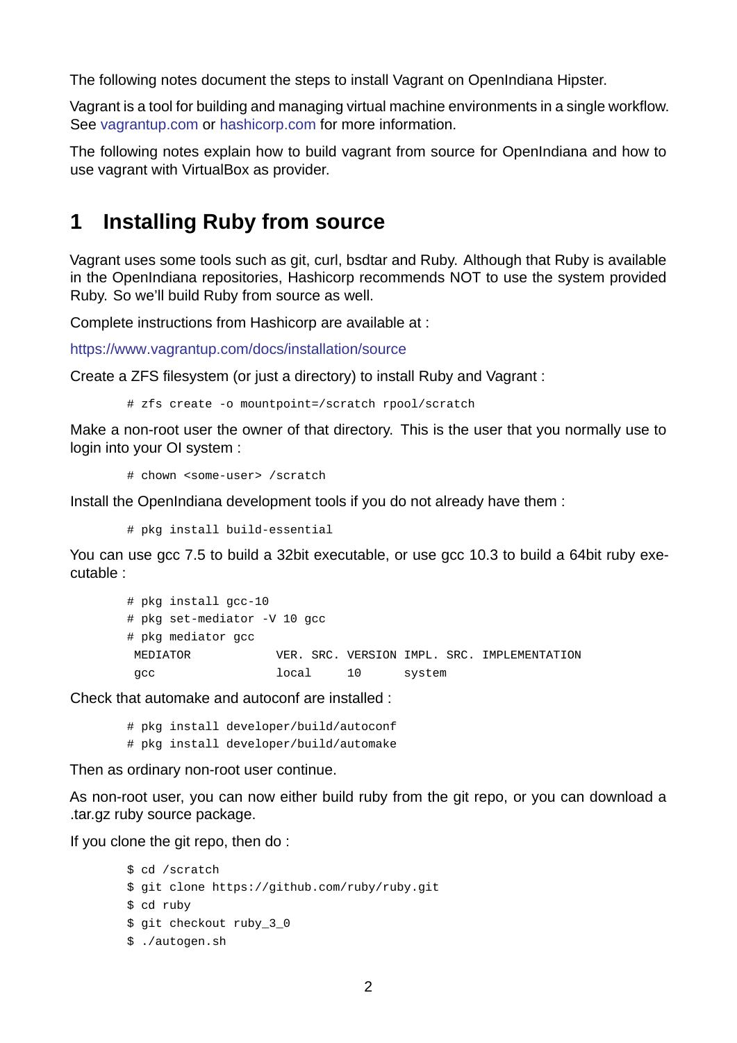The following notes document the steps to install Vagrant on OpenIndiana Hipster.

Vagrant is a tool for building and managing virtual machine environments in a single workflow. See vagrantup.com or hashicorp.com for more information.

The following notes explain how to build vagrant from source for OpenIndiana and how to use vagrant with VirtualBox as provider.

# 1 Installing Ruby from source

Vagrant uses some tools such as git, curl, bsdtar and Ruby. Although that Ruby is available in the OpenIndiana repositories, Hashicorp recommends NOT to use the system provided Ruby. So we'll build Ruby from source as well.

Complete instructions from Hashicorp are available at :

https://www.vagrantup.com/docs/installation/source

Create a ZFS filesystem (or just a directory) to install Ruby and Vagrant :

```
# zfs create -o mountpoint=/scratch rpool/scratch
```

Make a non-root user the owner of that directory. This is the user that you normally use to login into your OI system :

```
# chown <some-user> /scratch
```

Install the OpenIndiana development tools if you do not already have them :

```
# pkg install build-essential
```

You can use gcc 7.5 to build a 32bit executable, or use gcc 10.3 to build a 64bit ruby executable :

```
# pkg install gcc-10
# pkg set-mediator -V 10 gcc
# pkg mediator gcc
 MEDIATOR           VER. SRC. VERSION IMPL. SRC. IMPLEMENTATION
 gcc                local     10      system
```

Check that automake and autoconf are installed :

```
# pkg install developer/build/autoconf
# pkg install developer/build/automake
```

Then as ordinary non-root user continue.

As non-root user, you can now either build ruby from the git repo, or you can download a .tar.gz ruby source package.

If you clone the git repo, then do :

```
$ cd /scratch
$ git clone https://github.com/ruby/ruby.git
$ cd ruby
$ git checkout ruby_3_0
$ ./autogen.sh
```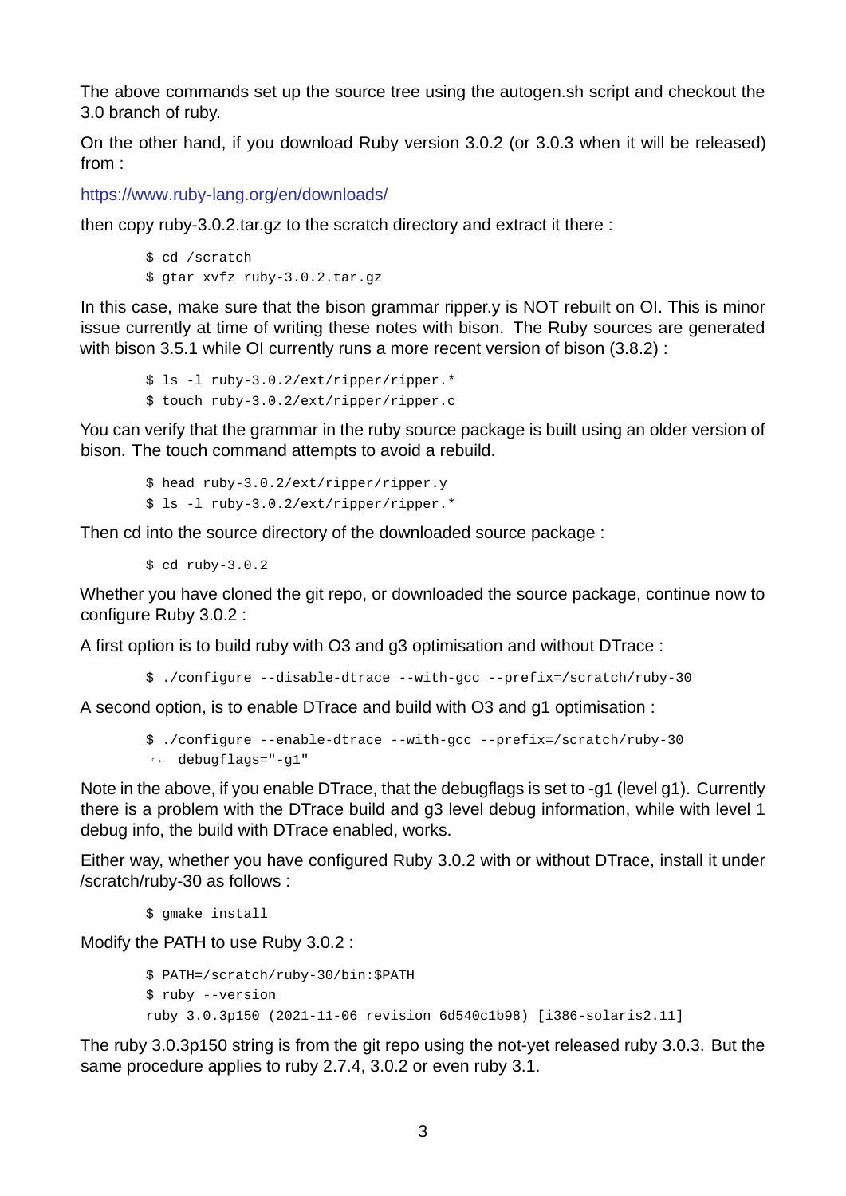The above commands set up the source tree using the autogen.sh script and checkout the 3.0 branch of ruby.

On the other hand, if you download Ruby version 3.0.2 (or 3.0.3 when it will be released) from :

https://www.ruby-lang.org/en/downloads/

then copy ruby-3.0.2.tar.gz to the scratch directory and extract it there :

```
$ cd /scratch
$ gtar xvfz ruby-3.0.2.tar.gz
```

In this case, make sure that the bison grammar ripper.y is NOT rebuilt on OI. This is minor issue currently at time of writing these notes with bison. The Ruby sources are generated with bison 3.5.1 while OI currently runs a more recent version of bison (3.8.2) :

```
$ ls -l ruby-3.0.2/ext/ripper/ripper.*
$ touch ruby-3.0.2/ext/ripper/ripper.c
```

You can verify that the grammar in the ruby source package is built using an older version of bison. The touch command attempts to avoid a rebuild.

```
$ head ruby-3.0.2/ext/ripper/ripper.y
$ ls -l ruby-3.0.2/ext/ripper/ripper.*
```

Then cd into the source directory of the downloaded source package :

```
$ cd ruby-3.0.2
```

Whether you have cloned the git repo, or downloaded the source package, continue now to configure Ruby 3.0.2 :

A first option is to build ruby with O3 and g3 optimisation and without DTrace :

```
$ ./configure --disable-dtrace --with-gcc --prefix=/scratch/ruby-30
```

A second option, is to enable DTrace and build with O3 and g1 optimisation :

```
$ ./configure --enable-dtrace --with-gcc --prefix=/scratch/ruby-30
↪ debugflags="-g1"
```

Note in the above, if you enable DTrace, that the debugflags is set to -g1 (level g1). Currently there is a problem with the DTrace build and g3 level debug information, while with level 1 debug info, the build with DTrace enabled, works.

Either way, whether you have configured Ruby 3.0.2 with or without DTrace, install it under /scratch/ruby-30 as follows :

```
$ gmake install
```

Modify the PATH to use Ruby 3.0.2 :

```
$ PATH=/scratch/ruby-30/bin:$PATH
$ ruby --version
ruby 3.0.3p150 (2021-11-06 revision 6d540c1b98) [i386-solaris2.11]
```

The ruby 3.0.3p150 string is from the git repo using the not-yet released ruby 3.0.3. But the same procedure applies to ruby 2.7.4, 3.0.2 or even ruby 3.1.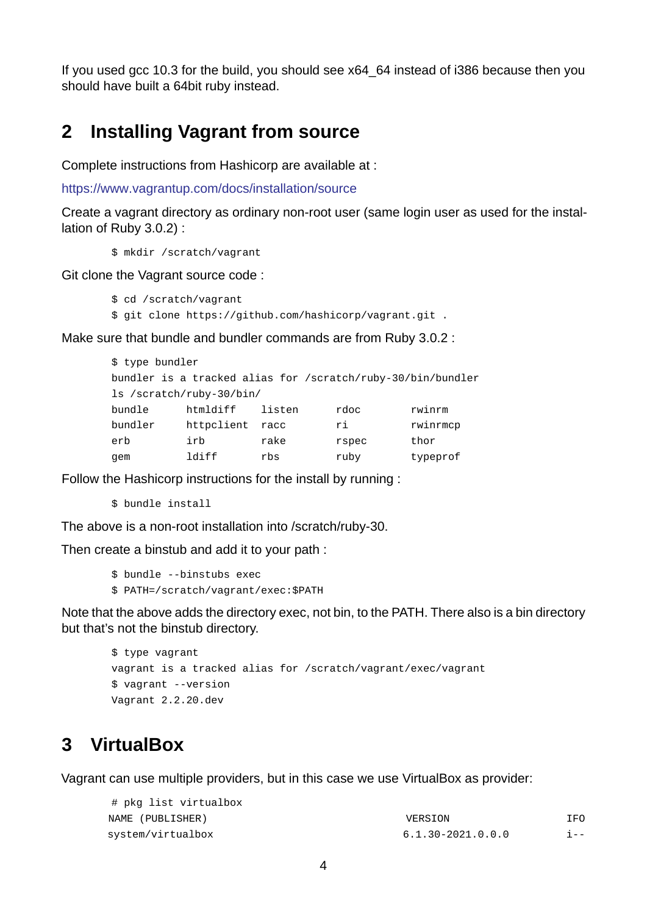If you used gcc 10.3 for the build, you should see x64_64 instead of i386 because then you should have built a 64bit ruby instead.

## 2 Installing Vagrant from source

Complete instructions from Hashicorp are available at :

https://www.vagrantup.com/docs/installation/source

Create a vagrant directory as ordinary non-root user (same login user as used for the installation of Ruby 3.0.2) :

```
$ mkdir /scratch/vagrant
```

Git clone the Vagrant source code :

```
$ cd /scratch/vagrant
$ git clone https://github.com/hashicorp/vagrant.git .
```

Make sure that bundle and bundler commands are from Ruby 3.0.2 :

```
$ type bundler
bundler is a tracked alias for /scratch/ruby-30/bin/bundler
ls /scratch/ruby-30/bin/
bundle      htmldiff    listen      rdoc        rwinrm
bundler     httpclient  racc        ri          rwinrmcp
erb         irb         rake        rspec       thor
gem         ldiff       rbs         ruby        typeprof
```

Follow the Hashicorp instructions for the install by running :

```
$ bundle install
```

The above is a non-root installation into /scratch/ruby-30.

Then create a binstub and add it to your path :

```
$ bundle --binstubs exec
$ PATH=/scratch/vagrant/exec:$PATH
```

Note that the above adds the directory exec, not bin, to the PATH. There also is a bin directory but that's not the binstub directory.

```
$ type vagrant
vagrant is a tracked alias for /scratch/vagrant/exec/vagrant
$ vagrant --version
Vagrant 2.2.20.dev
```

## 3 VirtualBox

Vagrant can use multiple providers, but in this case we use VirtualBox as provider:

```
# pkg list virtualbox
NAME (PUBLISHER)                                   VERSION                    IFO
system/virtualbox                                  6.1.30-2021.0.0.0          i--
```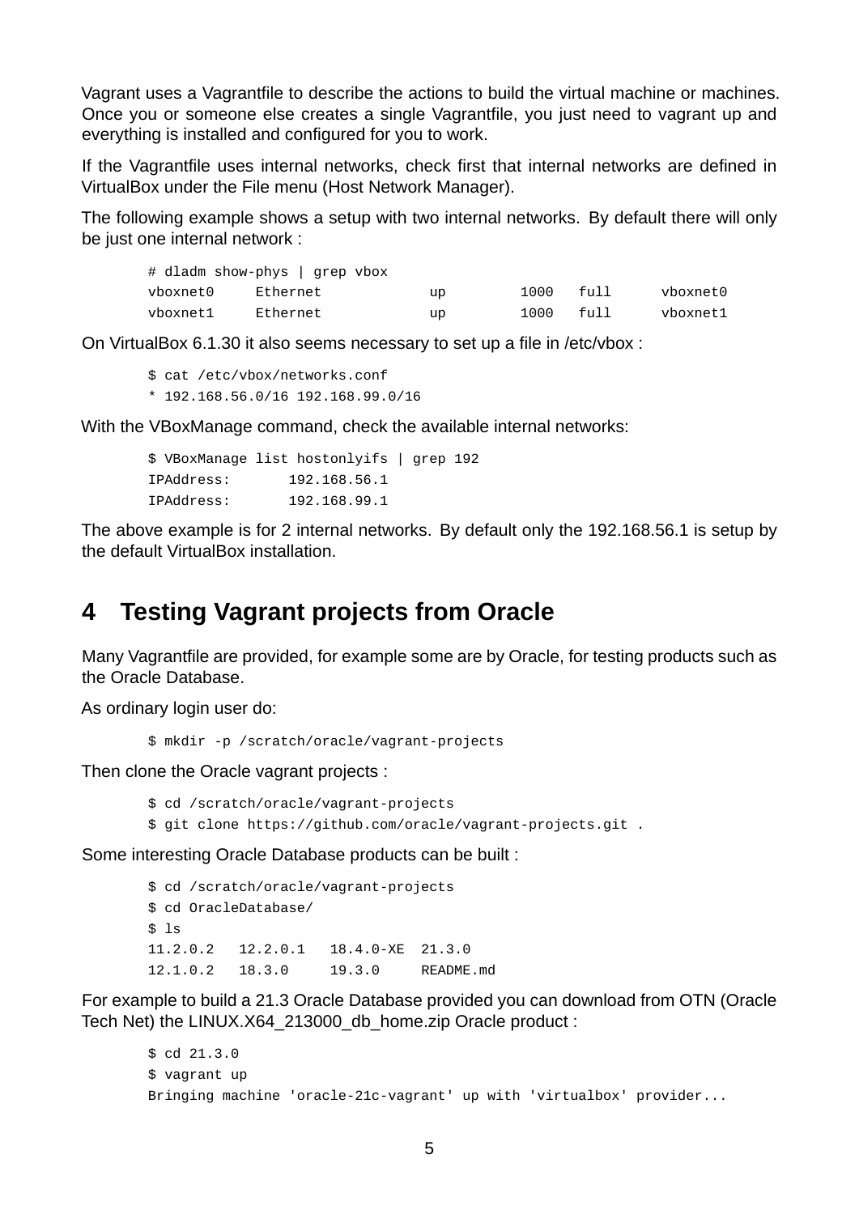Vagrant uses a Vagrantfile to describe the actions to build the virtual machine or machines. Once you or someone else creates a single Vagrantfile, you just need to vagrant up and everything is installed and configured for you to work.

If the Vagrantfile uses internal networks, check first that internal networks are defined in VirtualBox under the File menu (Host Network Manager).

The following example shows a setup with two internal networks. By default there will only be just one internal network :

```
# dladm show-phys | grep vbox
vboxnet0     Ethernet            up         1000   full      vboxnet0
vboxnet1     Ethernet            up         1000   full      vboxnet1
```

On VirtualBox 6.1.30 it also seems necessary to set up a file in /etc/vbox :

```
$ cat /etc/vbox/networks.conf
* 192.168.56.0/16 192.168.99.0/16
```

With the VBoxManage command, check the available internal networks:

```
$ VBoxManage list hostonlyifs | grep 192
IPAddress:       192.168.56.1
IPAddress:       192.168.99.1
```

The above example is for 2 internal networks. By default only the 192.168.56.1 is setup by the default VirtualBox installation.

## 4 Testing Vagrant projects from Oracle

Many Vagrantfile are provided, for example some are by Oracle, for testing products such as the Oracle Database.

As ordinary login user do:

```
$ mkdir -p /scratch/oracle/vagrant-projects
```

Then clone the Oracle vagrant projects :

```
$ cd /scratch/oracle/vagrant-projects
$ git clone https://github.com/oracle/vagrant-projects.git .
```

Some interesting Oracle Database products can be built :

```
$ cd /scratch/oracle/vagrant-projects
$ cd OracleDatabase/
$ ls
11.2.0.2   12.2.0.1   18.4.0-XE  21.3.0
12.1.0.2   18.3.0     19.3.0     README.md
```

For example to build a 21.3 Oracle Database provided you can download from OTN (Oracle Tech Net) the LINUX.X64_213000_db_home.zip Oracle product :

```
$ cd 21.3.0
$ vagrant up
Bringing machine 'oracle-21c-vagrant' up with 'virtualbox' provider...
```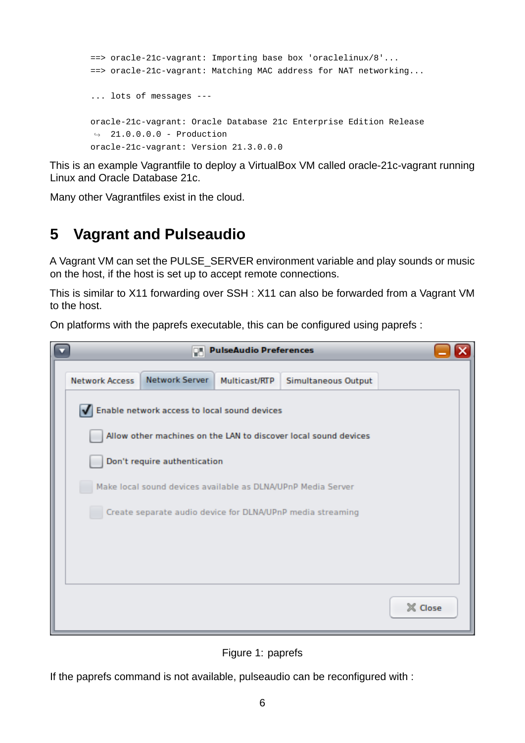```
==> oracle-21c-vagrant: Importing base box 'oraclelinux/8'...
==> oracle-21c-vagrant: Matching MAC address for NAT networking...

... lots of messages ---

oracle-21c-vagrant: Oracle Database 21c Enterprise Edition Release
↪ 21.0.0.0.0 - Production
oracle-21c-vagrant: Version 21.3.0.0.0
```

This is an example Vagrantfile to deploy a VirtualBox VM called oracle-21c-vagrant running Linux and Oracle Database 21c.

Many other Vagrantfiles exist in the cloud.

# 5 Vagrant and Pulseaudio

A Vagrant VM can set the PULSE_SERVER environment variable and play sounds or music on the host, if the host is set up to accept remote connections.

This is similar to X11 forwarding over SSH : X11 can also be forwarded from a Vagrant VM to the host.

On platforms with the paprefs executable, this can be configured using paprefs :

Figure 1: paprefs

If the paprefs command is not available, pulseaudio can be reconfigured with :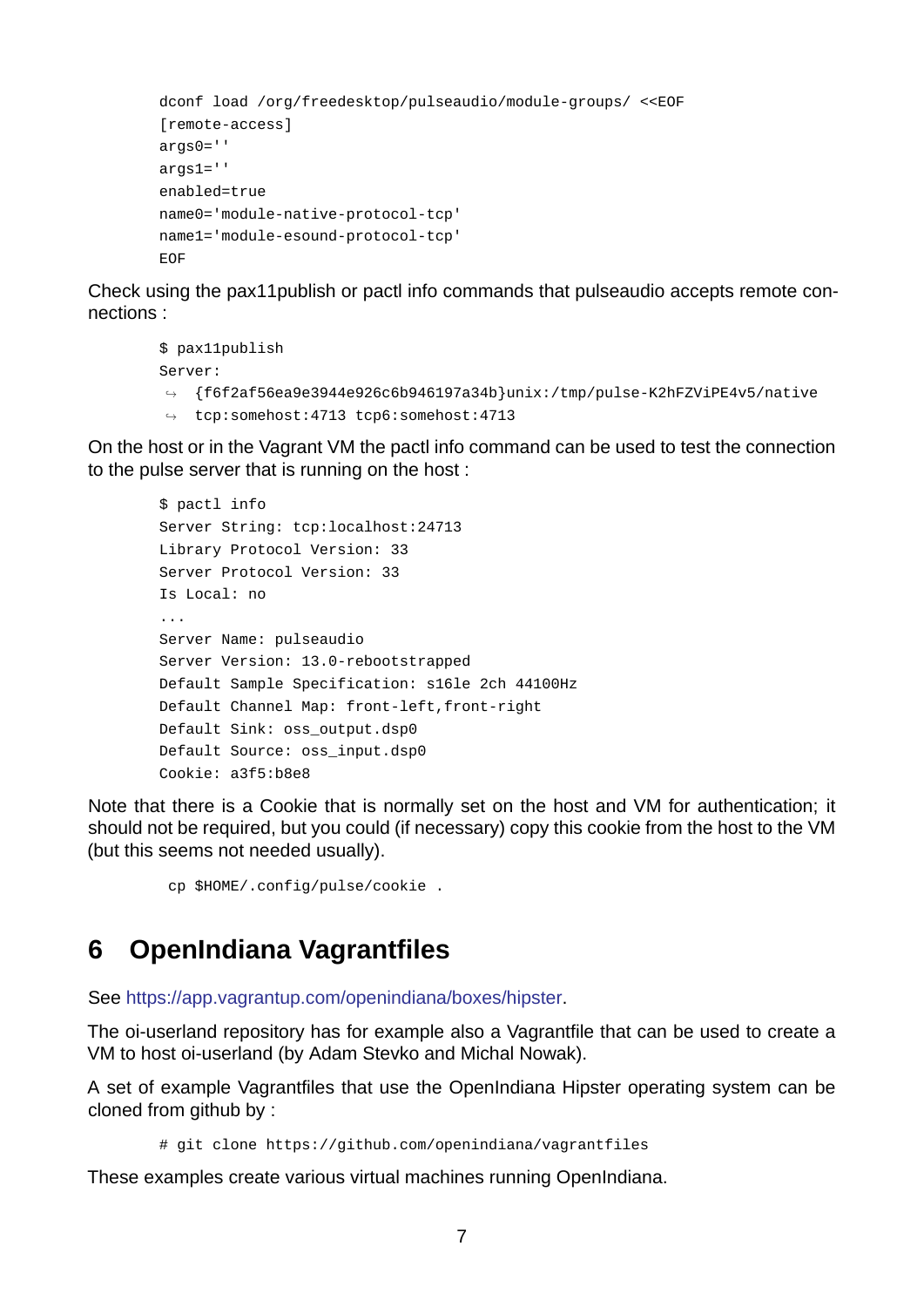```
dconf load /org/freedesktop/pulseaudio/module-groups/ <<EOF
[remote-access]
args0=''
args1=''
enabled=true
name0='module-native-protocol-tcp'
name1='module-esound-protocol-tcp'
EOF
```

Check using the pax11publish or pactl info commands that pulseaudio accepts remote connections :

```
$ pax11publish
Server:
 ↪  {f6f2af56ea9e3944e926c6b946197a34b}unix:/tmp/pulse-K2hFZViPE4v5/native
 ↪  tcp:somehost:4713 tcp6:somehost:4713
```

On the host or in the Vagrant VM the pactl info command can be used to test the connection to the pulse server that is running on the host :

```
$ pactl info
Server String: tcp:localhost:24713
Library Protocol Version: 33
Server Protocol Version: 33
Is Local: no
...
Server Name: pulseaudio
Server Version: 13.0-rebootstrapped
Default Sample Specification: s16le 2ch 44100Hz
Default Channel Map: front-left,front-right
Default Sink: oss_output.dsp0
Default Source: oss_input.dsp0
Cookie: a3f5:b8e8
```

Note that there is a Cookie that is normally set on the host and VM for authentication; it should not be required, but you could (if necessary) copy this cookie from the host to the VM (but this seems not needed usually).

```
cp $HOME/.config/pulse/cookie .
```

## 6 OpenIndiana Vagrantfiles

See https://app.vagrantup.com/openindiana/boxes/hipster.

The oi-userland repository has for example also a Vagrantfile that can be used to create a VM to host oi-userland (by Adam Stevko and Michal Nowak).

A set of example Vagrantfiles that use the OpenIndiana Hipster operating system can be cloned from github by :

```
# git clone https://github.com/openindiana/vagrantfiles
```

These examples create various virtual machines running OpenIndiana.